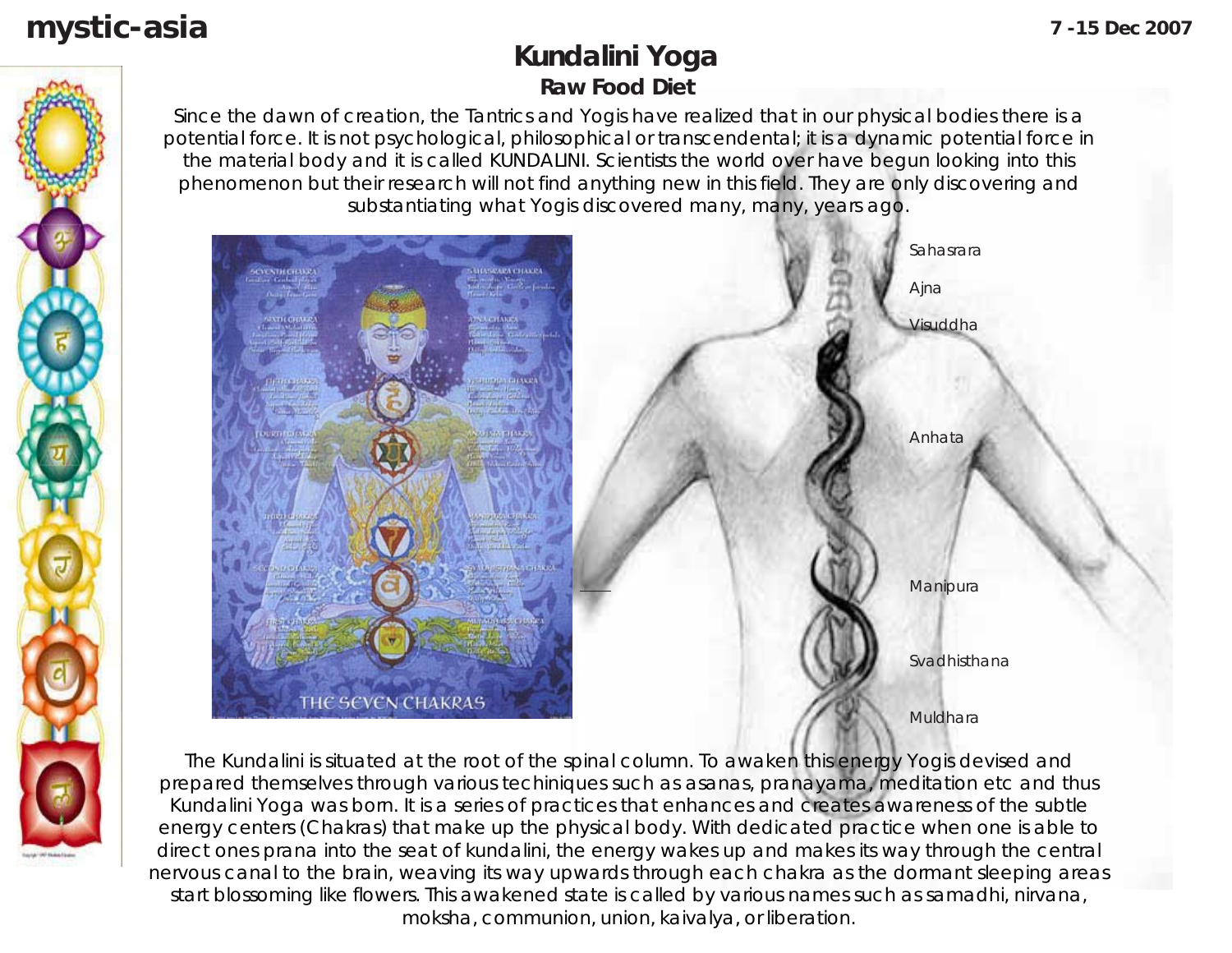# Kundalini Yoga

## Raw Food Diet

Since the dawn of creation, the Tantrics and Yogis have realized that in our physical bodies there is a potential force. It is not psychological, philosophical or transcendental; it is a dynamic potential force in the material body and it is called KUNDALINI. Scientists the world over have begun looking into this phenomenon but their research will not find anything new in this field. They are only discovering and substantiating what Yogis discovered many, many, years ago.

Sahasrara

Ajna

Visuddha

Anhata

Manipura

Svadhisthana

Muldhara

The Kundalini is situated at the root of the spinal column. To awaken this energy Yogis devised and prepared themselves through various techiniques such as asanas, pranayama, meditation etc and thus Kundalini Yoga was born. It is a series of practices that enhances and creates awareness of the subtle energy centers (Chakras) that make up the physical body. With dedicated practice when one is able to direct ones prana into the seat of kundalini, the energy wakes up and makes its way through the central nervous canal to the brain, weaving its way upwards through each chakra as the dormant sleeping areas start blossoming like flowers. This awakened state is called by various names such as samadhi, nirvana, moksha, communion, union, kaivalya, or liberation.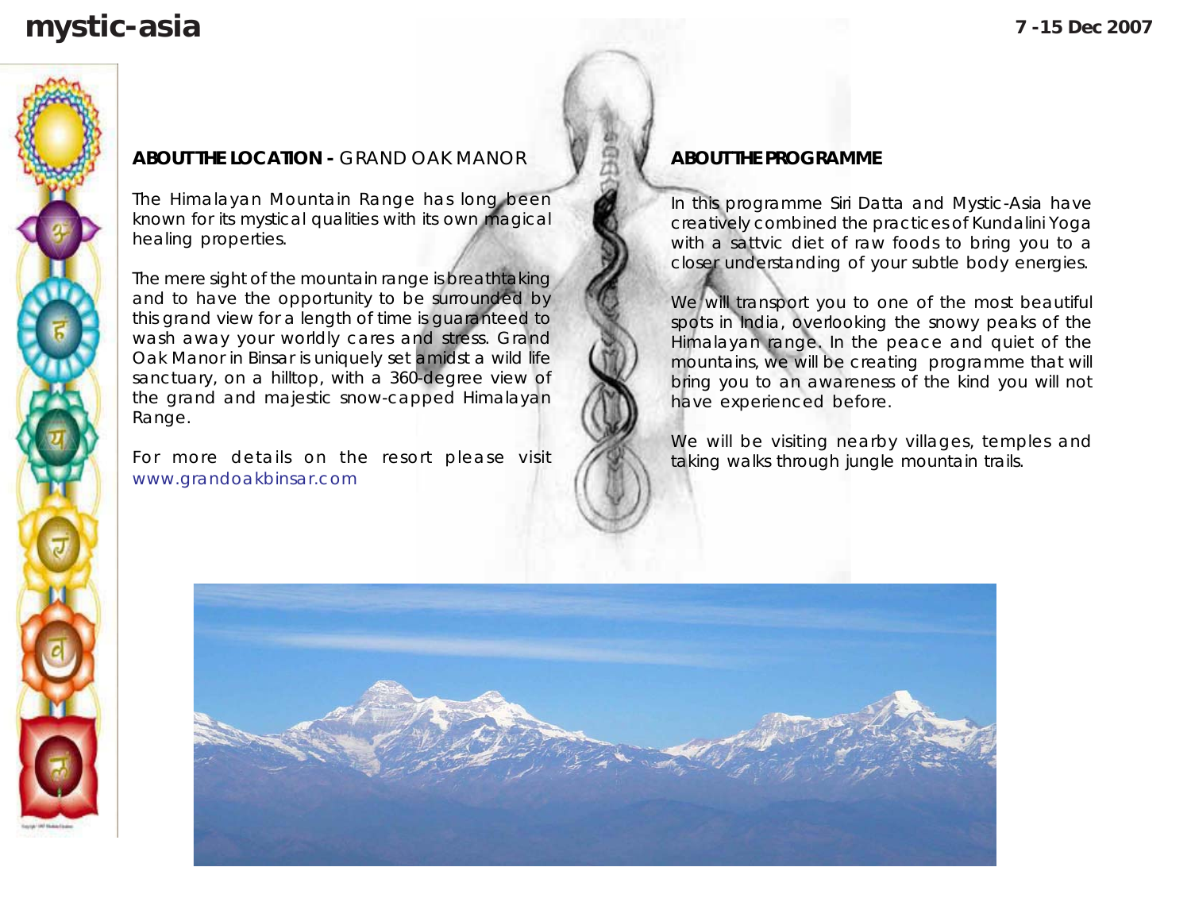## ABOUT THE LOCATION - GRAND OAK MANOR

The Himalayan Mountain Range has long been known for its mystical qualities with its own magical healing properties.

The mere sight of the mountain range is breathtaking and to have the opportunity to be surrounded by this grand view for a length of time is guaranteed to wash away your worldly cares and stress. Grand Oak Manor in Binsar is uniquely set amidst a wild life sanctuary, on a hilltop, with a 360-degree view of the grand and majestic snow-capped Himalayan Range.

For more details on the resort please visit www.grandoakbinsar.com

## ABOUT THE PROGRAMME

In this programme Siri Datta and Mystic-Asia have creatively combined the practices of Kundalini Yoga with a sattvic diet of raw foods to bring you to a closer understanding of your subtle body energies.

We will transport you to one of the most beautiful spots in India, overlooking the snowy peaks of the Himalayan range. In the peace and quiet of the mountains, we will be creating programme that will bring you to an awareness of the kind you will not have experienced before.

We will be visiting nearby villages, temples and taking walks through jungle mountain trails.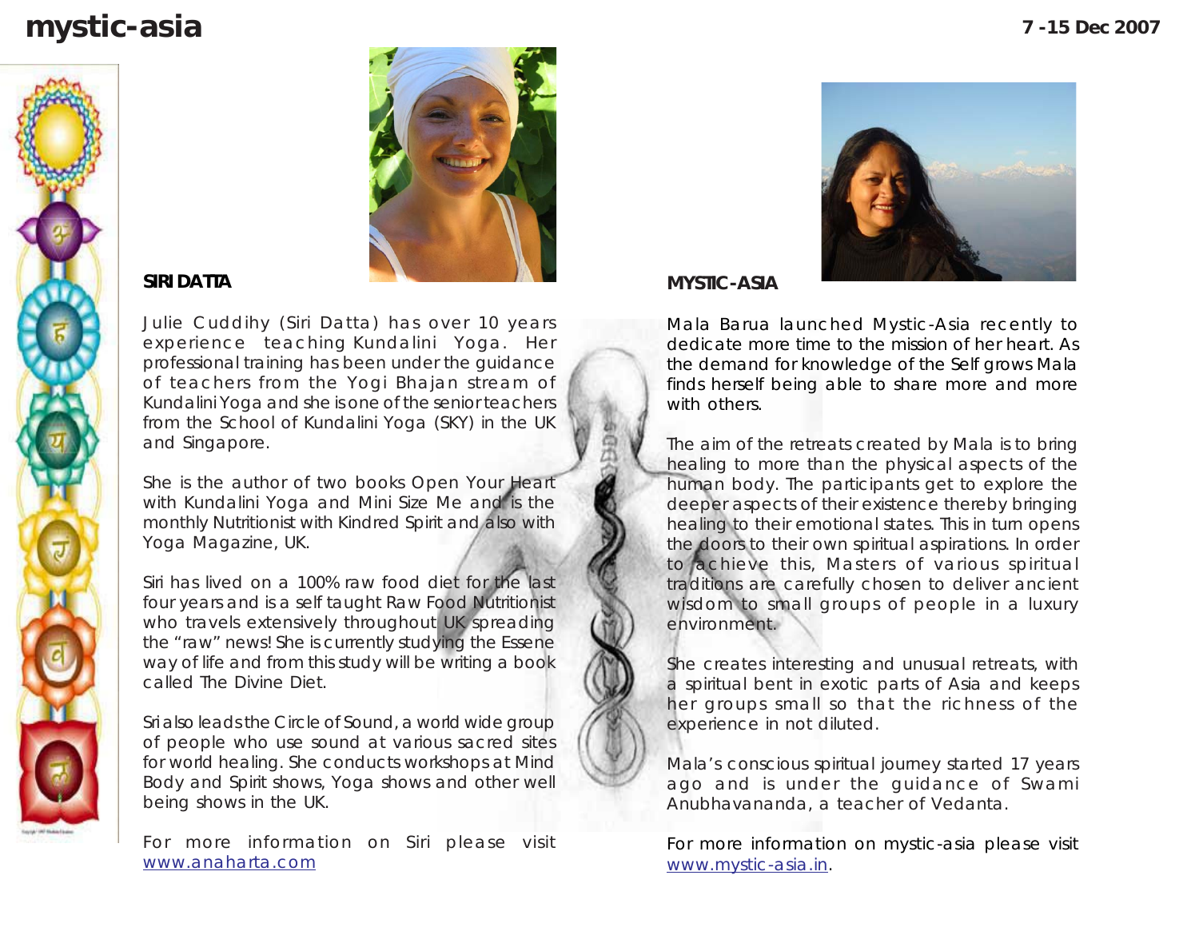## SIRI DATTA

Julie Cuddihy (Siri Datta) has over 10 years experience teaching Kundalini Yoga. Her professional training has been under the guidance of teachers from the Yogi Bhajan stream of Kundalini Yoga and she is one of the senior teachers from the School of Kundalini Yoga (SKY) in the UK and Singapore.

She is the author of two books Open Your Heart with Kundalini Yoga and Mini Size Me and is the monthly Nutritionist with Kindred Spirit and also with Yoga Magazine, UK.

Siri has lived on a 100% raw food diet for the last four years and is a self taught Raw Food Nutritionist who travels extensively throughout UK spreading the "raw" news! She is currently studying the Essene way of life and from this study will be writing a book called The Divine Diet.

Sri also leads the Circle of Sound, a world wide group of people who use sound at various sacred sites for world healing. She conducts workshops at Mind Body and Spirit shows, Yoga shows and other well being shows in the UK.

For more information on Siri please visit [www.anaharta.com](http://www.anaharta.com)

## MYSTIC-ASIA

Mala Barua launched Mystic-Asia recently to dedicate more time to the mission of her heart. As the demand for knowledge of the Self grows Mala finds herself being able to share more and more with others.

The aim of the retreats created by Mala is to bring healing to more than the physical aspects of the human body. The participants get to explore the deeper aspects of their existence thereby bringing healing to their emotional states. This in turn opens the doors to their own spiritual aspirations. In order to achieve this, Masters of various spiritual traditions are carefully chosen to deliver ancient wisdom to small groups of people in a luxury environment.

She creates interesting and unusual retreats, with a spiritual bent in exotic parts of Asia and keeps her groups small so that the richness of the experience in not diluted.

Mala's conscious spiritual journey started 17 years ago and is under the guidance of Swami Anubhavananda, a teacher of Vedanta.

For more information on mystic-asia please visit [www.mystic-asia.in](http://www.mystic-asia.in).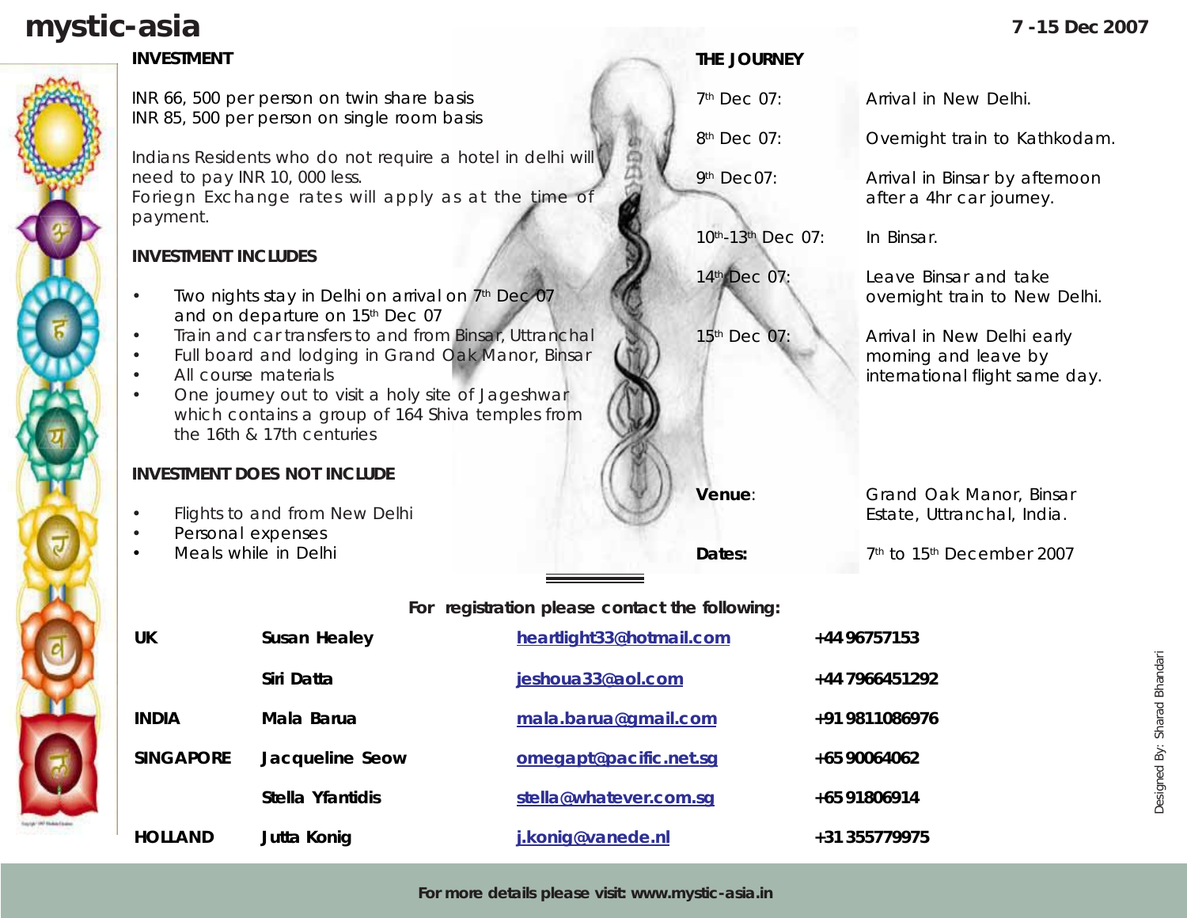# mystic-asia

**7 -15 Dec 2007**

## INVESTMENT

INR 66, 500 per person on twin share basis
INR 85, 500 per person on single room basis

Indians Residents who do not require a hotel in delhi will need to pay INR 10, 000 less.
Foriegn Exchange rates will apply as at the time of payment.

## INVESTMENT INCLUDES

- Two nights stay in Delhi on arrival on 7th Dec 07 and on departure on 15th Dec 07
- Train and car transfers to and from Binsar, Uttranchal
- Full board and lodging in Grand Oak Manor, Binsar
- All course materials
- One journey out to visit a holy site of Jageshwar which contains a group of 164 Shiva temples from the 16th & 17th centuries

## INVESTMENT DOES NOT INCLUDE

- Flights to and from New Delhi
- Personal expenses
- Meals while in Delhi

## THE JOURNEY

| | |
|---|---|
| 7th Dec 07: | Arrival in New Delhi. |
| 8th Dec 07: | Overnight train to Kathkodam. |
| 9th Dec07: | Arrival in Binsar by afternoon after a 4hr car journey. |
| 10th-13th Dec 07: | In Binsar. |
| 14th Dec 07: | Leave Binsar and take overnight train to New Delhi. |
| 15th Dec 07: | Arrival in New Delhi early morning and leave by international flight same day. |

**Venue**: Grand Oak Manor, Binsar Estate, Uttranchal, India.

**Dates:** 7th to 15th December 2007

**For registration please contact the following:**

| | | | |
|---|---|---|---|
| **UK** | **Susan Healey** | heartlight33@hotmail.com | **+44 96757153** |
| | **Siri Datta** | jeshoua33@aol.com | **+44 7966451292** |
| **INDIA** | **Mala Barua** | mala.barua@gmail.com | **+91 9811086976** |
| **SINGAPORE** | **Jacqueline Seow** | omegapt@pacific.net.sg | **+65 90064062** |
| | **Stella Yfantidis** | stella@whatever.com.sg | **+65 91806914** |
| **HOLLAND** | **Jutta Konig** | j.konig@vanede.nl | **+31 355779975** |

Designed By: Sharad Bhandari

**For more details please visit: www.mystic-asia.in**